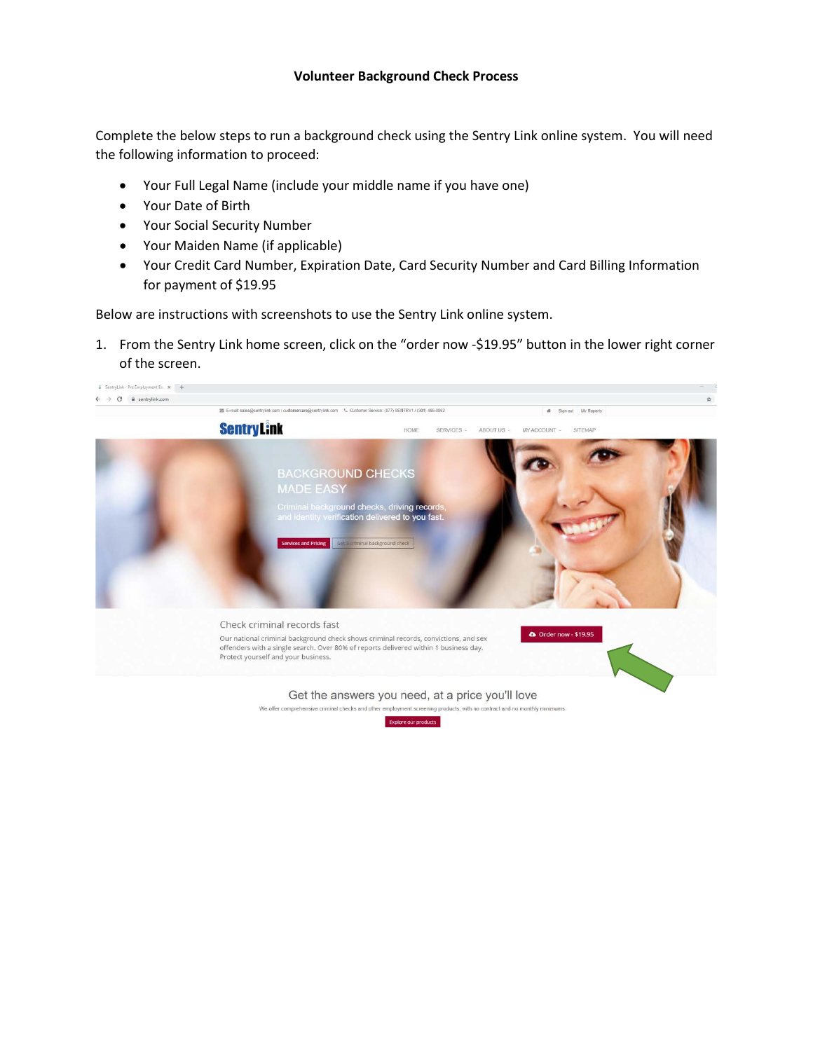# Volunteer Background Check Process

Complete the below steps to run a background check using the Sentry Link online system. You will need the following information to proceed:

- Your Full Legal Name (include your middle name if you have one)
- Your Date of Birth
- Your Social Security Number
- Your Maiden Name (if applicable)
- Your Credit Card Number, Expiration Date, Card Security Number and Card Billing Information for payment of $19.95

Below are instructions with screenshots to use the Sentry Link online system.

1. From the Sentry Link home screen, click on the "order now -$19.95" button in the lower right corner of the screen.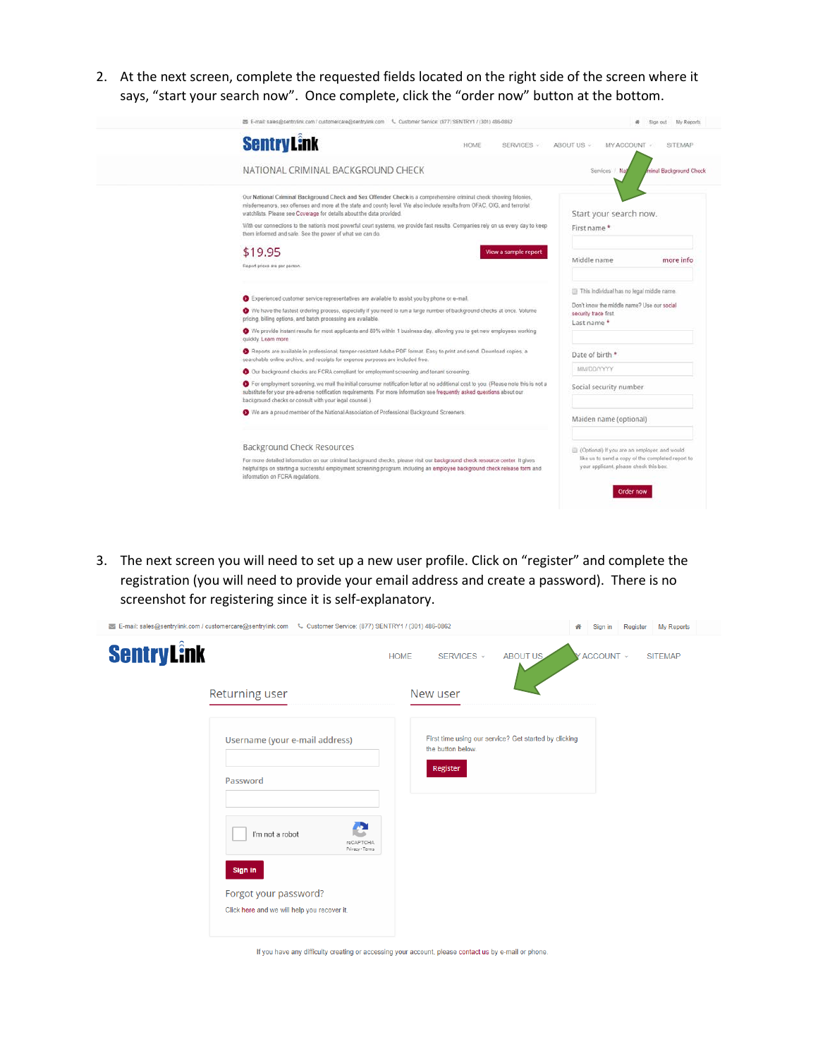2. At the next screen, complete the requested fields located on the right side of the screen where it says, "start your search now". Once complete, click the "order now" button at the bottom.

3. The next screen you will need to set up a new user profile. Click on "register" and complete the registration (you will need to provide your email address and create a password). There is no screenshot for registering since it is self-explanatory.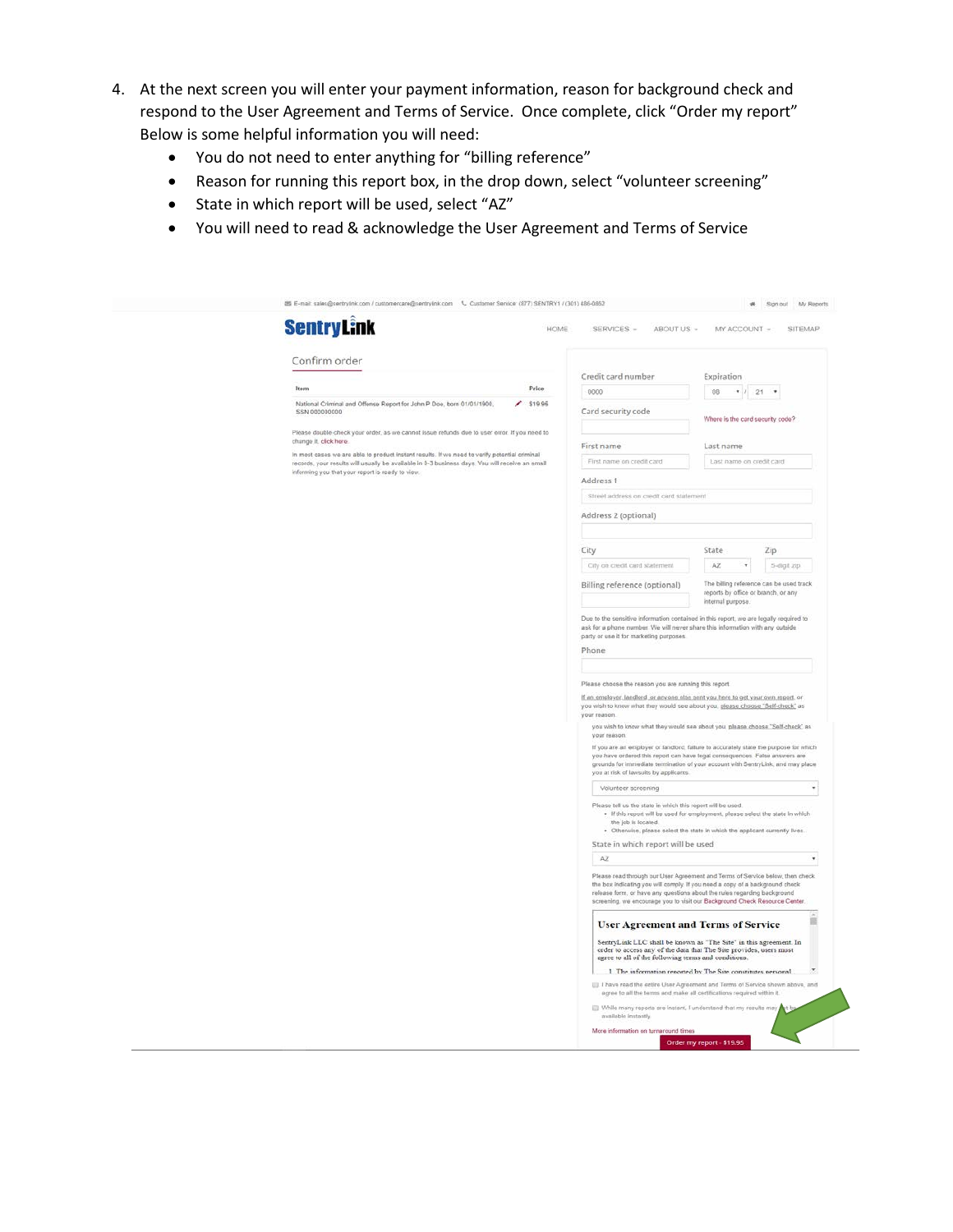4. At the next screen you will enter your payment information, reason for background check and respond to the User Agreement and Terms of Service. Once complete, click "Order my report" Below is some helpful information you will need:
   - You do not need to enter anything for "billing reference"
   - Reason for running this report box, in the drop down, select "volunteer screening"
   - State in which report will be used, select "AZ"
   - You will need to read & acknowledge the User Agreement and Terms of Service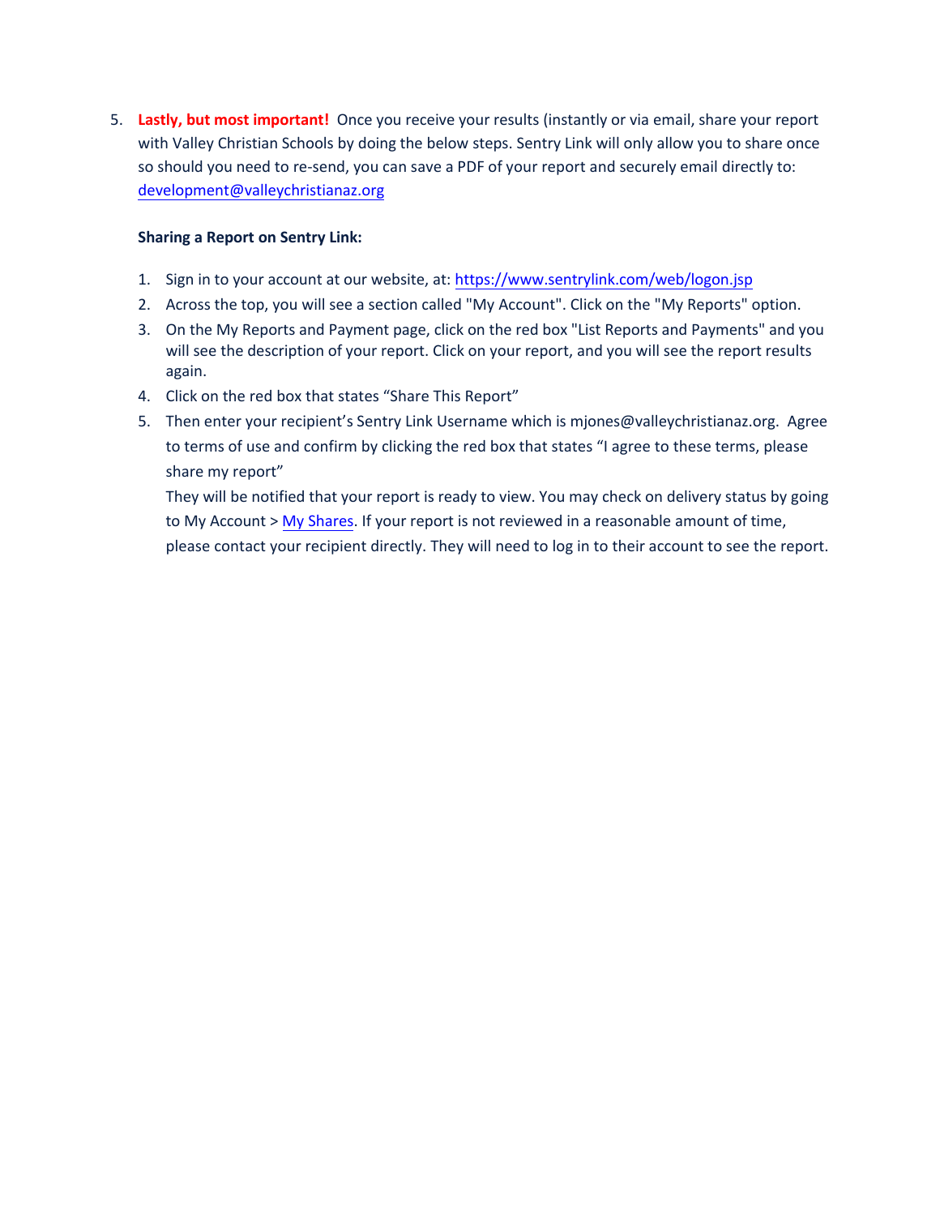5. **Lastly, but most important!** Once you receive your results (instantly or via email, share your report with Valley Christian Schools by doing the below steps. Sentry Link will only allow you to share once so should you need to re-send, you can save a PDF of your report and securely email directly to: development@valleychristianaz.org

   **Sharing a Report on Sentry Link:**

   1. Sign in to your account at our website, at: https://www.sentrylink.com/web/logon.jsp
   2. Across the top, you will see a section called "My Account". Click on the "My Reports" option.
   3. On the My Reports and Payment page, click on the red box "List Reports and Payments" and you will see the description of your report. Click on your report, and you will see the report results again.
   4. Click on the red box that states "Share This Report"
   5. Then enter your recipient's Sentry Link Username which is mjones@valleychristianaz.org. Agree to terms of use and confirm by clicking the red box that states "I agree to these terms, please share my report"
      They will be notified that your report is ready to view. You may check on delivery status by going to My Account > My Shares. If your report is not reviewed in a reasonable amount of time, please contact your recipient directly. They will need to log in to their account to see the report.